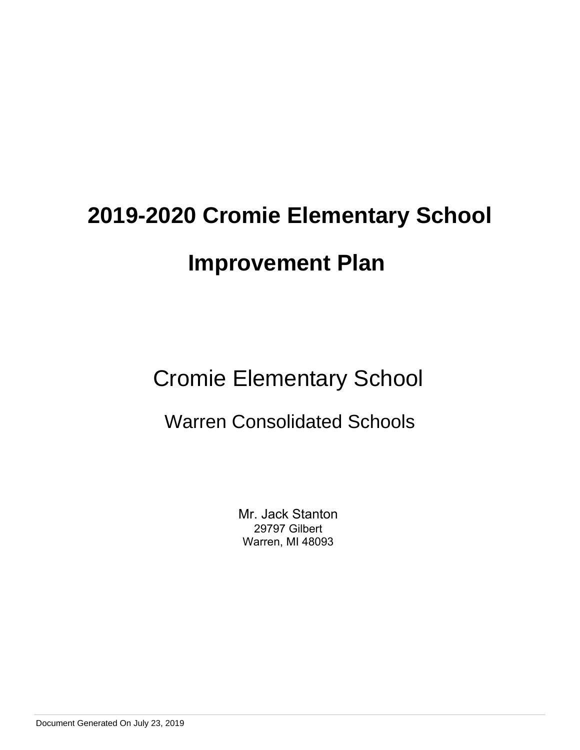# 2019-2020 Cromie Elementary School Improvement Plan

Cromie Elementary School

Warren Consolidated Schools

Mr. Jack Stanton
29797 Gilbert
Warren, MI 48093

Document Generated On July 23, 2019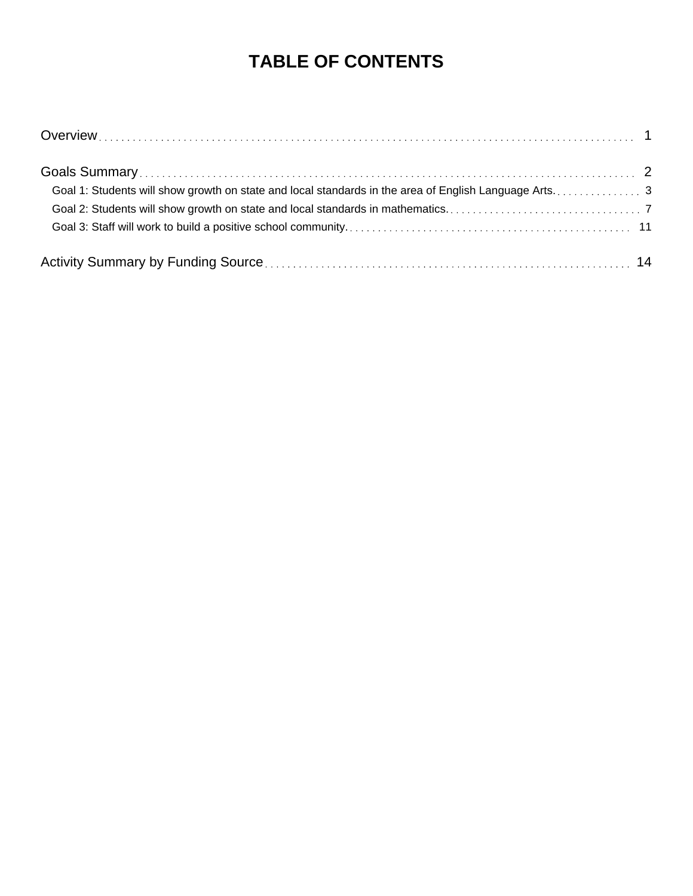# TABLE OF CONTENTS

Overview . . . . . . . . . . 1

Goals Summary . . . . . . . . . . 2

- Goal 1: Students will show growth on state and local standards in the area of English Language Arts. . . . . . . . . . 3
- Goal 2: Students will show growth on state and local standards in mathematics. . . . . . . . . . 7
- Goal 3: Staff will work to build a positive school community. . . . . . . . . . 11

Activity Summary by Funding Source . . . . . . . . . . 14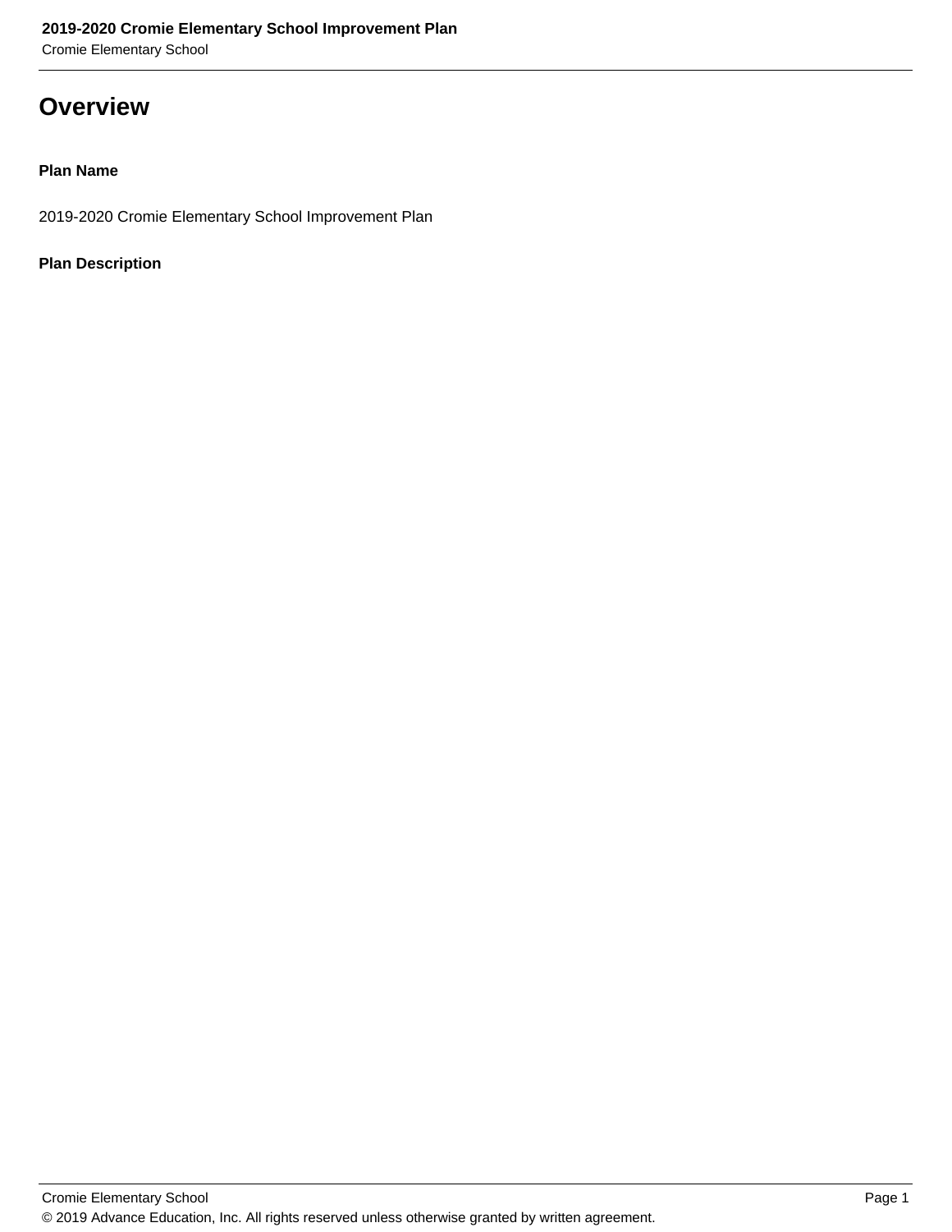# Overview

**Plan Name**

2019-2020 Cromie Elementary School Improvement Plan

**Plan Description**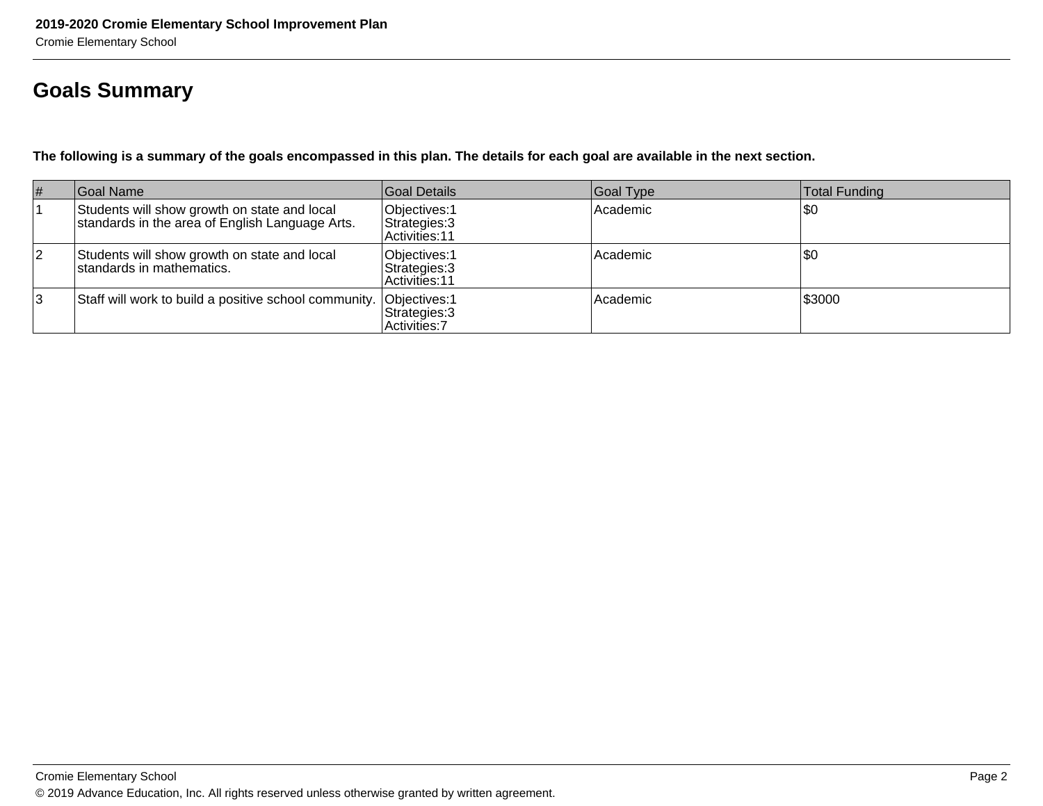## Goals Summary

**The following is a summary of the goals encompassed in this plan. The details for each goal are available in the next section.**

| # | Goal Name | Goal Details | Goal Type | Total Funding |
|---|---|---|---|---|
| 1 | Students will show growth on state and local standards in the area of English Language Arts. | Objectives:1<br>Strategies:3<br>Activities:11 | Academic | $0 |
| 2 | Students will show growth on state and local standards in mathematics. | Objectives:1<br>Strategies:3<br>Activities:11 | Academic | $0 |
| 3 | Staff will work to build a positive school community. | Objectives:1<br>Strategies:3<br>Activities:7 | Academic | $3000 |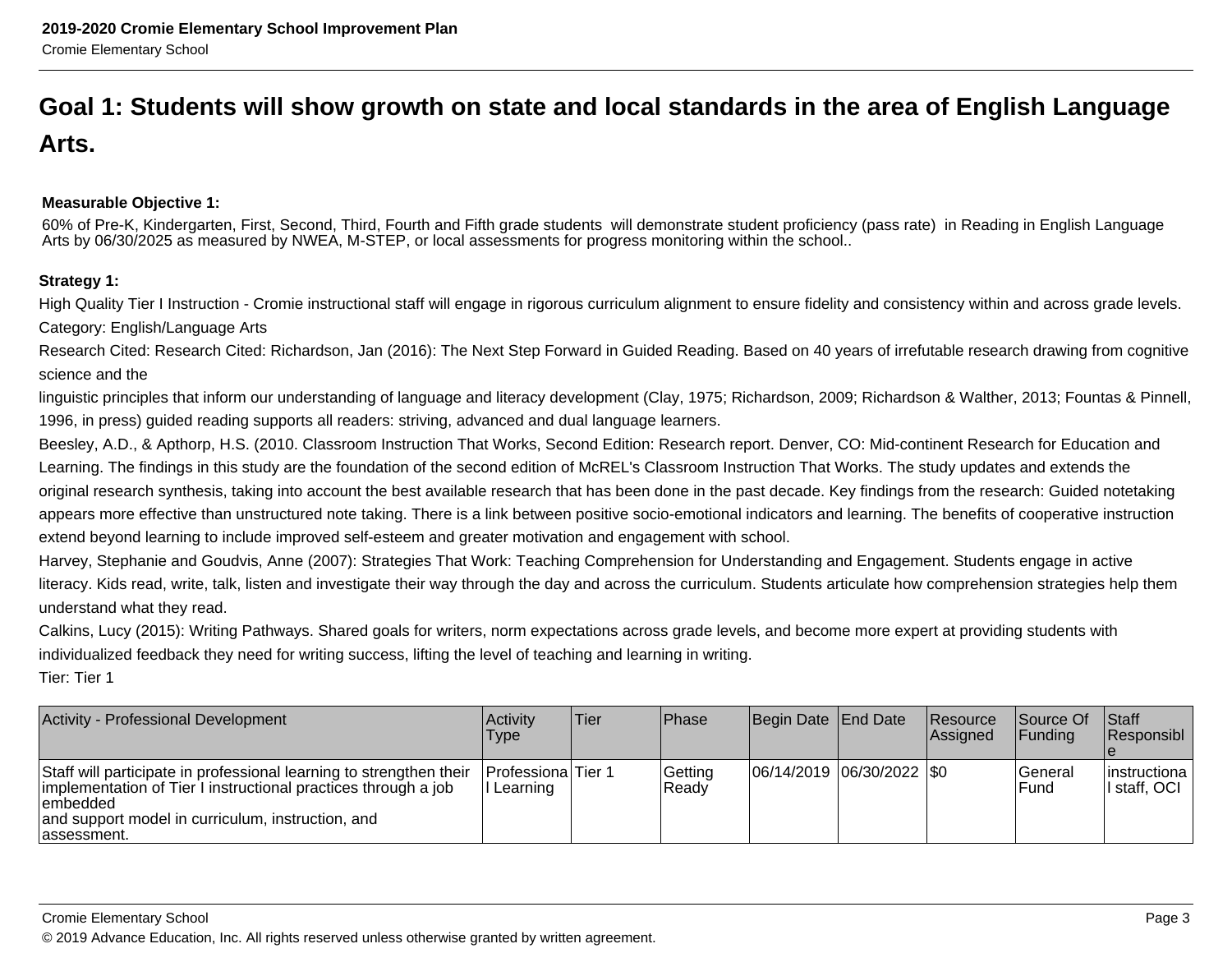# Goal 1: Students will show growth on state and local standards in the area of English Language Arts.

**Measurable Objective 1:**

60% of Pre-K, Kindergarten, First, Second, Third, Fourth and Fifth grade students will demonstrate student proficiency (pass rate) in Reading in English Language Arts by 06/30/2025 as measured by NWEA, M-STEP, or local assessments for progress monitoring within the school..

**Strategy 1:**

High Quality Tier I Instruction - Cromie instructional staff will engage in rigorous curriculum alignment to ensure fidelity and consistency within and across grade levels.

Category: English/Language Arts

Research Cited: Research Cited: Richardson, Jan (2016): The Next Step Forward in Guided Reading. Based on 40 years of irrefutable research drawing from cognitive science and the

linguistic principles that inform our understanding of language and literacy development (Clay, 1975; Richardson, 2009; Richardson & Walther, 2013; Fountas & Pinnell, 1996, in press) guided reading supports all readers: striving, advanced and dual language learners.

Beesley, A.D., & Apthorp, H.S. (2010. Classroom Instruction That Works, Second Edition: Research report. Denver, CO: Mid-continent Research for Education and Learning. The findings in this study are the foundation of the second edition of McREL's Classroom Instruction That Works. The study updates and extends the original research synthesis, taking into account the best available research that has been done in the past decade. Key findings from the research: Guided notetaking appears more effective than unstructured note taking. There is a link between positive socio-emotional indicators and learning. The benefits of cooperative instruction extend beyond learning to include improved self-esteem and greater motivation and engagement with school.

Harvey, Stephanie and Goudvis, Anne (2007): Strategies That Work: Teaching Comprehension for Understanding and Engagement. Students engage in active literacy. Kids read, write, talk, listen and investigate their way through the day and across the curriculum. Students articulate how comprehension strategies help them understand what they read.

Calkins, Lucy (2015): Writing Pathways. Shared goals for writers, norm expectations across grade levels, and become more expert at providing students with individualized feedback they need for writing success, lifting the level of teaching and learning in writing.

Tier: Tier 1

| Activity - Professional Development | Activity Type | Tier | Phase | Begin Date | End Date | Resource Assigned | Source Of Funding | Staff Responsible |
|---|---|---|---|---|---|---|---|---|
| Staff will participate in professional learning to strengthen their implementation of Tier I instructional practices through a job embedded and support model in curriculum, instruction, and assessment. | Professional Learning | Tier 1 | Getting Ready | 06/14/2019 | 06/30/2022 | $0 | General Fund | instructional staff, OCI |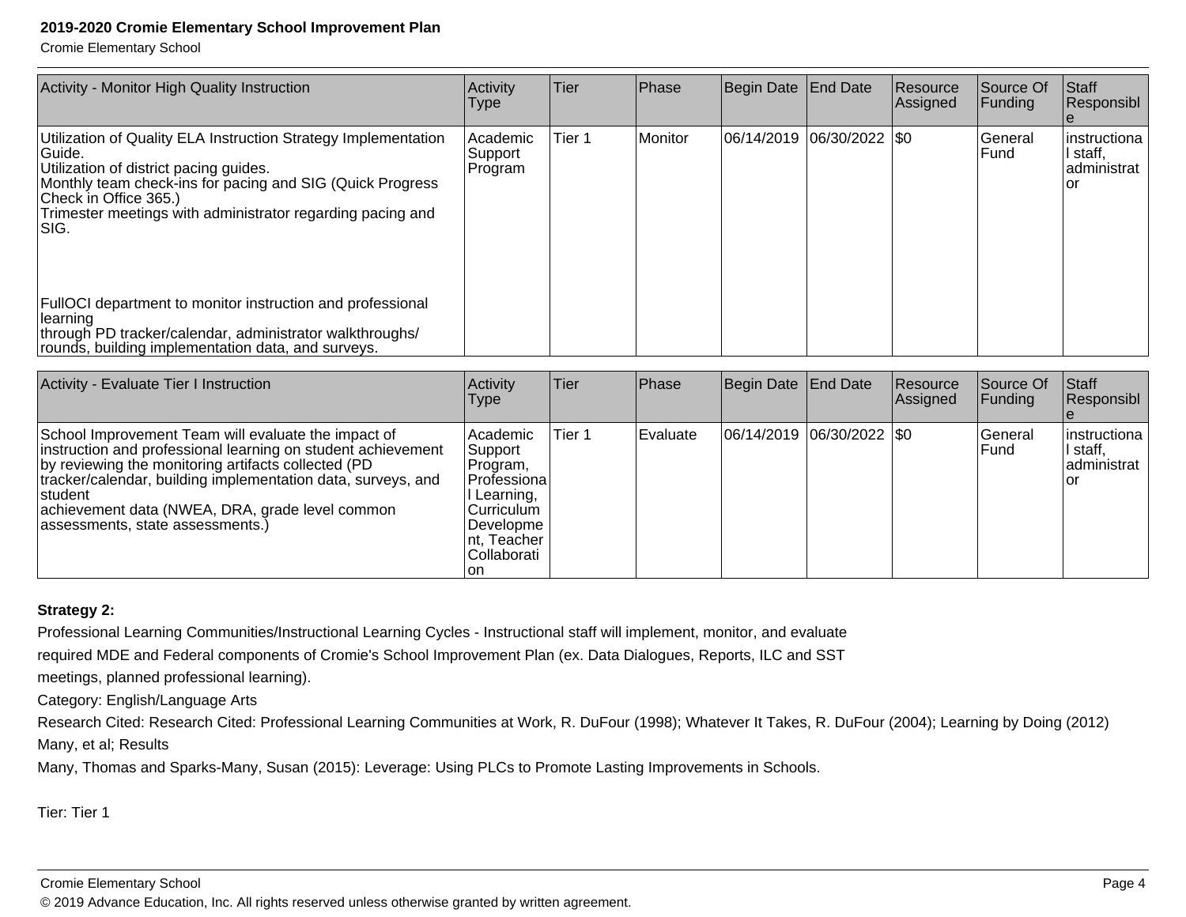| Activity - Monitor High Quality Instruction | Activity Type | Tier | Phase | Begin Date | End Date | Resource Assigned | Source Of Funding | Staff Responsible |
|---|---|---|---|---|---|---|---|---|
| Utilization of Quality ELA Instruction Strategy Implementation Guide.<br>Utilization of district pacing guides.<br>Monthly team check-ins for pacing and SIG (Quick Progress Check in Office 365.)<br>Trimester meetings with administrator regarding pacing and SIG.<br><br>FullOCI department to monitor instruction and professional learning<br>through PD tracker/calendar, administrator walkthroughs/ rounds, building implementation data, and surveys. | Academic Support Program | Tier 1 | Monitor | 06/14/2019 | 06/30/2022 | $0 | General Fund | instructional staff, administrator |

| Activity - Evaluate Tier I Instruction | Activity Type | Tier | Phase | Begin Date | End Date | Resource Assigned | Source Of Funding | Staff Responsible |
|---|---|---|---|---|---|---|---|---|
| School Improvement Team will evaluate the impact of instruction and professional learning on student achievement by reviewing the monitoring artifacts collected (PD tracker/calendar, building implementation data, surveys, and student<br>achievement data (NWEA, DRA, grade level common assessments, state assessments.) | Academic Support Program, Professional Learning, Curriculum Development, Teacher Collaboration | Tier 1 | Evaluate | 06/14/2019 | 06/30/2022 | $0 | General Fund | instructional staff, administrator |

**Strategy 2:**

Professional Learning Communities/Instructional Learning Cycles - Instructional staff will implement, monitor, and evaluate required MDE and Federal components of Cromie's School Improvement Plan (ex. Data Dialogues, Reports, ILC and SST meetings, planned professional learning).

Category: English/Language Arts

Research Cited: Research Cited: Professional Learning Communities at Work, R. DuFour (1998); Whatever It Takes, R. DuFour (2004); Learning by Doing (2012) Many, et al; Results

Many, Thomas and Sparks-Many, Susan (2015): Leverage: Using PLCs to Promote Lasting Improvements in Schools.

Tier: Tier 1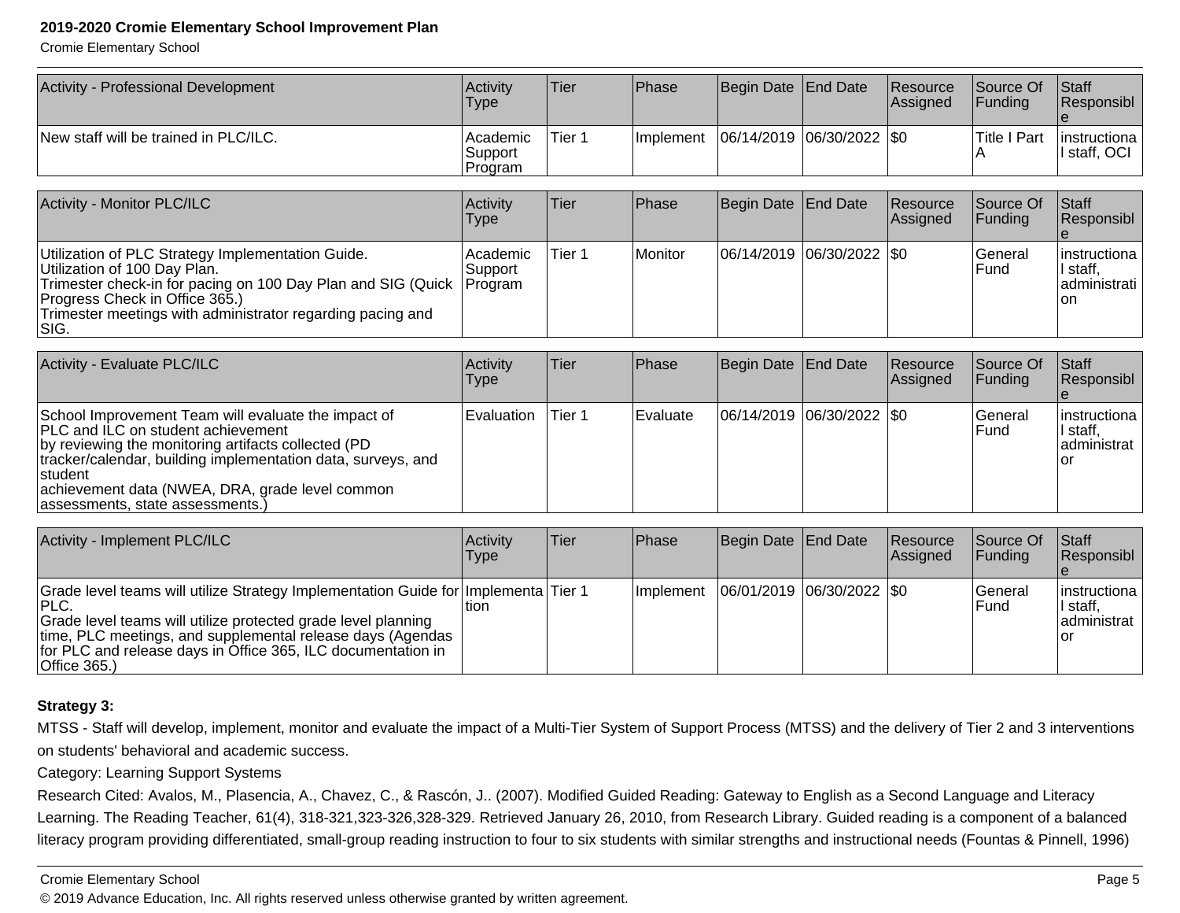| Activity - Professional Development | Activity Type | Tier | Phase | Begin Date | End Date | Resource Assigned | Source Of Funding | Staff Responsible |
|---|---|---|---|---|---|---|---|---|
| New staff will be trained in PLC/ILC. | Academic Support Program | Tier 1 | Implement | 06/14/2019 | 06/30/2022 | $0 | Title I Part A | instructional staff, OCI |

| Activity - Monitor PLC/ILC | Activity Type | Tier | Phase | Begin Date | End Date | Resource Assigned | Source Of Funding | Staff Responsible |
|---|---|---|---|---|---|---|---|---|
| Utilization of PLC Strategy Implementation Guide.<br>Utilization of 100 Day Plan.<br>Trimester check-in for pacing on 100 Day Plan and SIG (Quick Progress Check in Office 365.)<br>Trimester meetings with administrator regarding pacing and SIG. | Academic Support Program | Tier 1 | Monitor | 06/14/2019 | 06/30/2022 | $0 | General Fund | instructional staff, administration |

| Activity - Evaluate PLC/ILC | Activity Type | Tier | Phase | Begin Date | End Date | Resource Assigned | Source Of Funding | Staff Responsible |
|---|---|---|---|---|---|---|---|---|
| School Improvement Team will evaluate the impact of PLC and ILC on student achievement by reviewing the monitoring artifacts collected (PD tracker/calendar, building implementation data, surveys, and student achievement data (NWEA, DRA, grade level common assessments, state assessments.) | Evaluation | Tier 1 | Evaluate | 06/14/2019 | 06/30/2022 | $0 | General Fund | instructional staff, administrator |

| Activity - Implement PLC/ILC | Activity Type | Tier | Phase | Begin Date | End Date | Resource Assigned | Source Of Funding | Staff Responsible |
|---|---|---|---|---|---|---|---|---|
| Grade level teams will utilize Strategy Implementation Guide for PLC.<br>Grade level teams will utilize protected grade level planning time, PLC meetings, and supplemental release days (Agendas for PLC and release days in Office 365, ILC documentation in Office 365.) | Implementation | Tier 1 | Implement | 06/01/2019 | 06/30/2022 | $0 | General Fund | instructional staff, administrator |

**Strategy 3:**

MTSS - Staff will develop, implement, monitor and evaluate the impact of a Multi-Tier System of Support Process (MTSS) and the delivery of Tier 2 and 3 interventions on students' behavioral and academic success.

Category: Learning Support Systems

Research Cited: Avalos, M., Plasencia, A., Chavez, C., & Rascón, J.. (2007). Modified Guided Reading: Gateway to English as a Second Language and Literacy Learning. The Reading Teacher, 61(4), 318-321,323-326,328-329. Retrieved January 26, 2010, from Research Library. Guided reading is a component of a balanced literacy program providing differentiated, small-group reading instruction to four to six students with similar strengths and instructional needs (Fountas & Pinnell, 1996)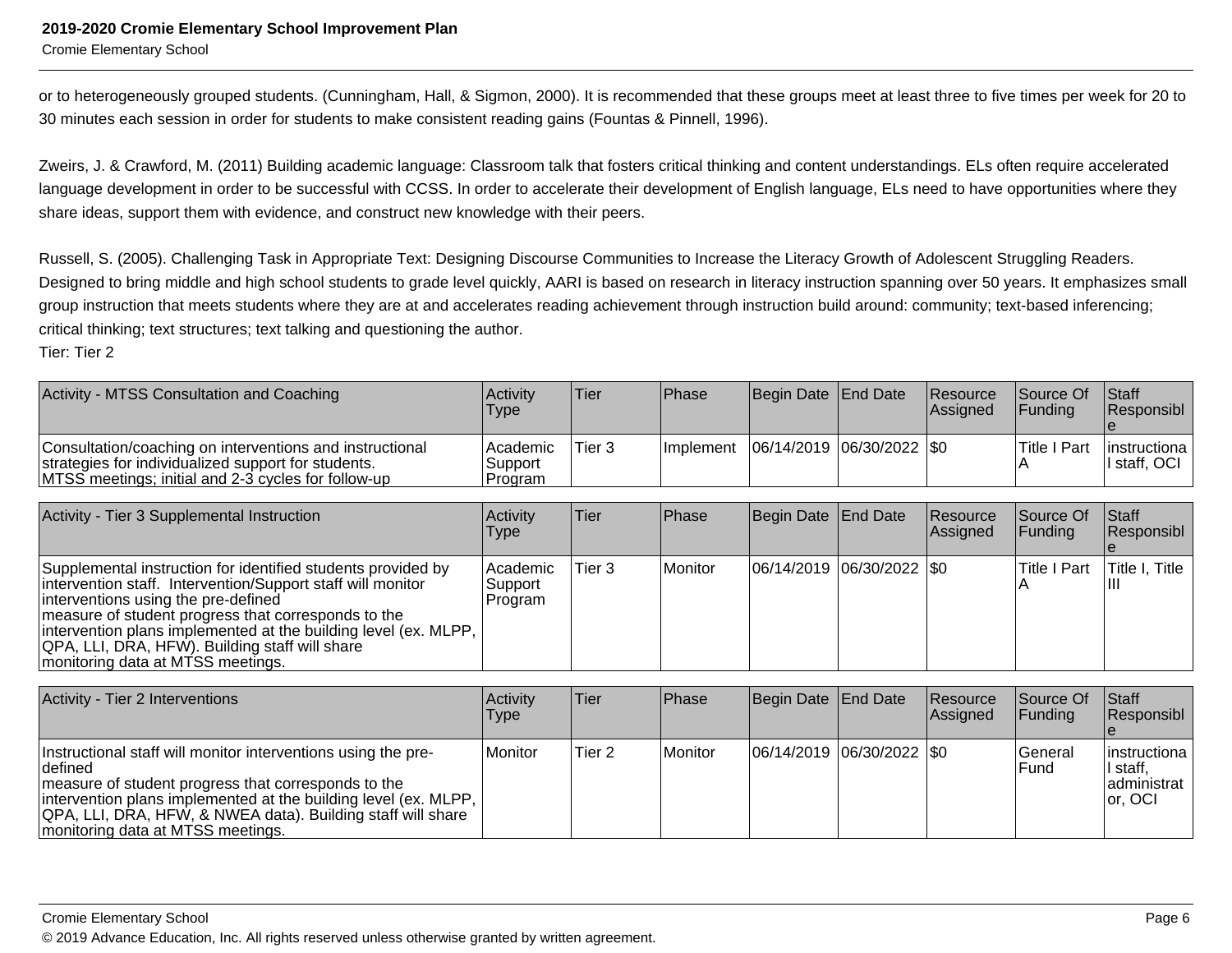or to heterogeneously grouped students. (Cunningham, Hall, & Sigmon, 2000). It is recommended that these groups meet at least three to five times per week for 20 to 30 minutes each session in order for students to make consistent reading gains (Fountas & Pinnell, 1996).

Zweirs, J. & Crawford, M. (2011) Building academic language: Classroom talk that fosters critical thinking and content understandings. ELs often require accelerated language development in order to be successful with CCSS. In order to accelerate their development of English language, ELs need to have opportunities where they share ideas, support them with evidence, and construct new knowledge with their peers.

Russell, S. (2005). Challenging Task in Appropriate Text: Designing Discourse Communities to Increase the Literacy Growth of Adolescent Struggling Readers. Designed to bring middle and high school students to grade level quickly, AARI is based on research in literacy instruction spanning over 50 years. It emphasizes small group instruction that meets students where they are at and accelerates reading achievement through instruction build around: community; text-based inferencing; critical thinking; text structures; text talking and questioning the author.
Tier: Tier 2

| Activity - MTSS Consultation and Coaching | Activity Type | Tier | Phase | Begin Date | End Date | Resource Assigned | Source Of Funding | Staff Responsible |
|---|---|---|---|---|---|---|---|---|
| Consultation/coaching on interventions and instructional strategies for individualized support for students. MTSS meetings; initial and 2-3 cycles for follow-up | Academic Support Program | Tier 3 | Implement | 06/14/2019 | 06/30/2022 | $0 | Title I Part A | instructional staff, OCI |

| Activity - Tier 3 Supplemental Instruction | Activity Type | Tier | Phase | Begin Date | End Date | Resource Assigned | Source Of Funding | Staff Responsible |
|---|---|---|---|---|---|---|---|---|
| Supplemental instruction for identified students provided by intervention staff. Intervention/Support staff will monitor interventions using the pre-defined measure of student progress that corresponds to the intervention plans implemented at the building level (ex. MLPP, QPA, LLI, DRA, HFW). Building staff will share monitoring data at MTSS meetings. | Academic Support Program | Tier 3 | Monitor | 06/14/2019 | 06/30/2022 | $0 | Title I Part A | Title I, Title III |

| Activity - Tier 2 Interventions | Activity Type | Tier | Phase | Begin Date | End Date | Resource Assigned | Source Of Funding | Staff Responsible |
|---|---|---|---|---|---|---|---|---|
| Instructional staff will monitor interventions using the pre-defined measure of student progress that corresponds to the intervention plans implemented at the building level (ex. MLPP, QPA, LLI, DRA, HFW, & NWEA data). Building staff will share monitoring data at MTSS meetings. | Monitor | Tier 2 | Monitor | 06/14/2019 | 06/30/2022 | $0 | General Fund | instructional staff, administrator, OCI |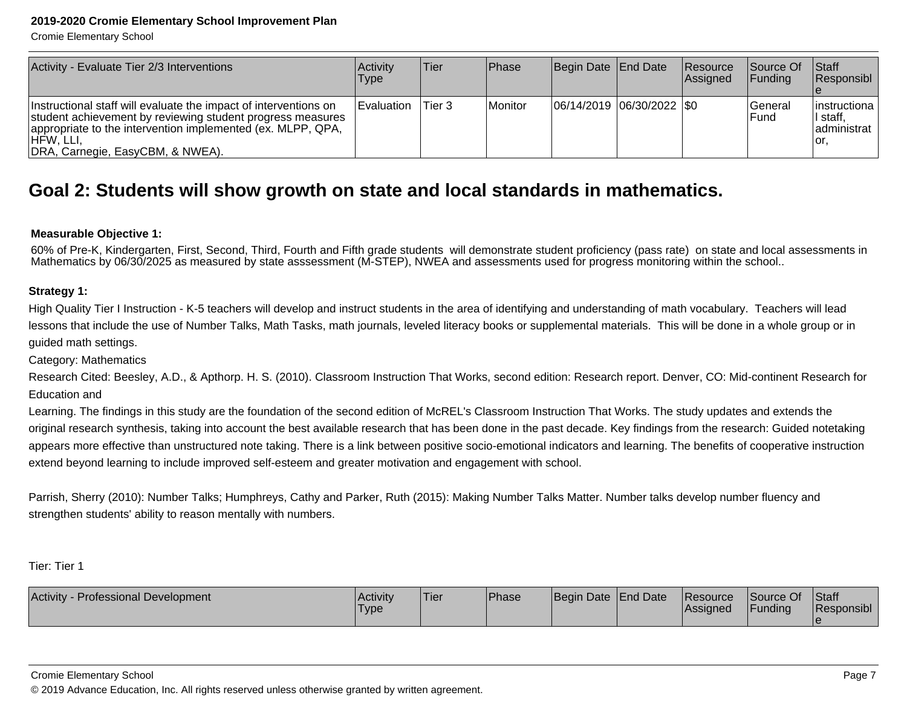| Activity - Evaluate Tier 2/3 Interventions | Activity Type | Tier | Phase | Begin Date | End Date | Resource Assigned | Source Of Funding | Staff Responsible |
|---|---|---|---|---|---|---|---|---|
| Instructional staff will evaluate the impact of interventions on student achievement by reviewing student progress measures appropriate to the intervention implemented (ex. MLPP, QPA, HFW, LLI, DRA, Carnegie, EasyCBM, & NWEA). | Evaluation | Tier 3 | Monitor | 06/14/2019 | 06/30/2022 | $0 | General Fund | instructional staff, administrator, |

## Goal 2: Students will show growth on state and local standards in mathematics.

**Measurable Objective 1:**

60% of Pre-K, Kindergarten, First, Second, Third, Fourth and Fifth grade students will demonstrate student proficiency (pass rate) on state and local assessments in Mathematics by 06/30/2025 as measured by state asssessment (M-STEP), NWEA and assessments used for progress monitoring within the school..

**Strategy 1:**

High Quality Tier I Instruction - K-5 teachers will develop and instruct students in the area of identifying and understanding of math vocabulary. Teachers will lead lessons that include the use of Number Talks, Math Tasks, math journals, leveled literacy books or supplemental materials. This will be done in a whole group or in guided math settings.

Category: Mathematics

Research Cited: Beesley, A.D., & Apthorp. H. S. (2010). Classroom Instruction That Works, second edition: Research report. Denver, CO: Mid-continent Research for Education and
Learning. The findings in this study are the foundation of the second edition of McREL's Classroom Instruction That Works. The study updates and extends the original research synthesis, taking into account the best available research that has been done in the past decade. Key findings from the research: Guided notetaking appears more effective than unstructured note taking. There is a link between positive socio-emotional indicators and learning. The benefits of cooperative instruction extend beyond learning to include improved self-esteem and greater motivation and engagement with school.

Parrish, Sherry (2010): Number Talks; Humphreys, Cathy and Parker, Ruth (2015): Making Number Talks Matter. Number talks develop number fluency and strengthen students' ability to reason mentally with numbers.

Tier: Tier 1

| Activity - Professional Development | Activity Type | Tier | Phase | Begin Date | End Date | Resource Assigned | Source Of Funding | Staff Responsible |
|---|---|---|---|---|---|---|---|---|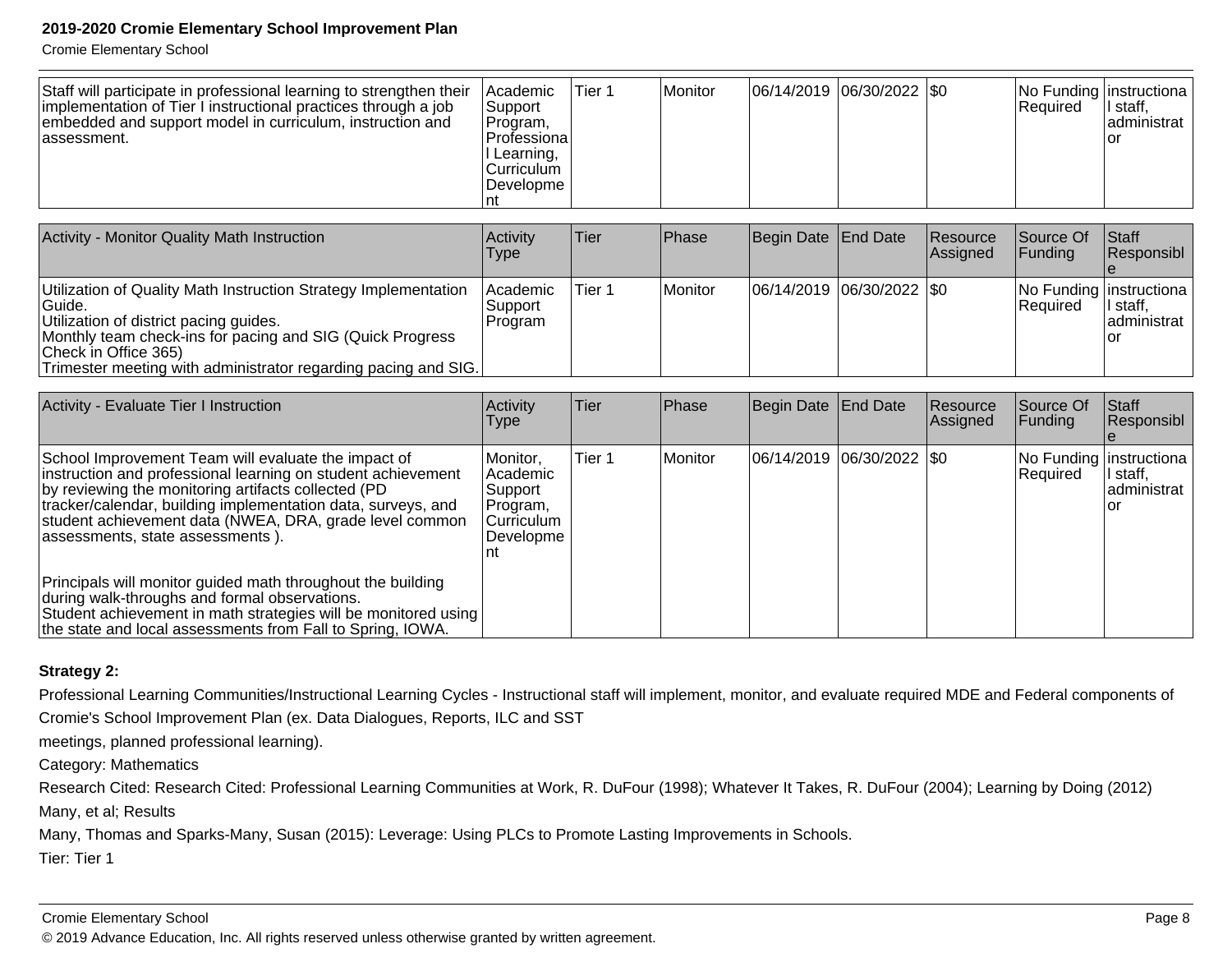| | | | | | | | | |
|---|---|---|---|---|---|---|---|---|
| Staff will participate in professional learning to strengthen their implementation of Tier I instructional practices through a job embedded and support model in curriculum, instruction and assessment. | Academic Support Program, Professional Learning, Curriculum Development | Tier 1 | Monitor | 06/14/2019 | 06/30/2022 | $0 | No Funding Required | instructional staff, administrator |

| Activity - Monitor Quality Math Instruction | Activity Type | Tier | Phase | Begin Date | End Date | Resource Assigned | Source Of Funding | Staff Responsible |
|---|---|---|---|---|---|---|---|---|
| Utilization of Quality Math Instruction Strategy Implementation Guide.<br>Utilization of district pacing guides.<br>Monthly team check-ins for pacing and SIG (Quick Progress Check in Office 365)<br>Trimester meeting with administrator regarding pacing and SIG. | Academic Support Program | Tier 1 | Monitor | 06/14/2019 | 06/30/2022 | $0 | No Funding Required | instructional staff, administrator |

| Activity - Evaluate Tier I Instruction | Activity Type | Tier | Phase | Begin Date | End Date | Resource Assigned | Source Of Funding | Staff Responsible |
|---|---|---|---|---|---|---|---|---|
| School Improvement Team will evaluate the impact of instruction and professional learning on student achievement by reviewing the monitoring artifacts collected (PD tracker/calendar, building implementation data, surveys, and student achievement data (NWEA, DRA, grade level common assessments, state assessments ).<br><br>Principals will monitor guided math throughout the building during walk-throughs and formal observations.<br>Student achievement in math strategies will be monitored using the state and local assessments from Fall to Spring, IOWA. | Monitor, Academic Support Program, Curriculum Development | Tier 1 | Monitor | 06/14/2019 | 06/30/2022 | $0 | No Funding Required | instructional staff, administrator |

**Strategy 2:**

Professional Learning Communities/Instructional Learning Cycles - Instructional staff will implement, monitor, and evaluate required MDE and Federal components of Cromie's School Improvement Plan (ex. Data Dialogues, Reports, ILC and SST meetings, planned professional learning).

Category: Mathematics

Research Cited: Research Cited: Professional Learning Communities at Work, R. DuFour (1998); Whatever It Takes, R. DuFour (2004); Learning by Doing (2012) Many, et al; Results

Many, Thomas and Sparks-Many, Susan (2015): Leverage: Using PLCs to Promote Lasting Improvements in Schools.

Tier: Tier 1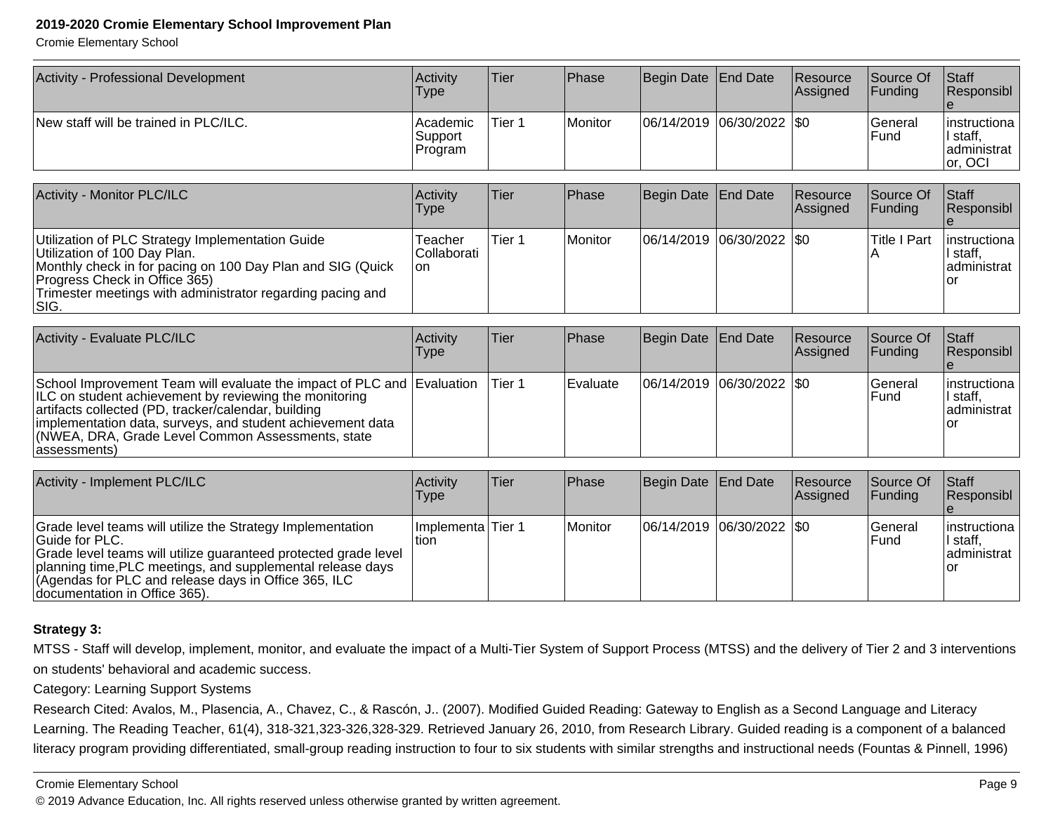| Activity - Professional Development | Activity Type | Tier | Phase | Begin Date | End Date | Resource Assigned | Source Of Funding | Staff Responsible |
|---|---|---|---|---|---|---|---|---|
| New staff will be trained in PLC/ILC. | Academic Support Program | Tier 1 | Monitor | 06/14/2019 | 06/30/2022 | $0 | General Fund | instructional staff, administrator, OCI |

| Activity - Monitor PLC/ILC | Activity Type | Tier | Phase | Begin Date | End Date | Resource Assigned | Source Of Funding | Staff Responsible |
|---|---|---|---|---|---|---|---|---|
| Utilization of PLC Strategy Implementation Guide<br>Utilization of 100 Day Plan.<br>Monthly check in for pacing on 100 Day Plan and SIG (Quick Progress Check in Office 365)<br>Trimester meetings with administrator regarding pacing and SIG. | Teacher Collaboration | Tier 1 | Monitor | 06/14/2019 | 06/30/2022 | $0 | Title I Part A | instructional staff, administrator |

| Activity - Evaluate PLC/ILC | Activity Type | Tier | Phase | Begin Date | End Date | Resource Assigned | Source Of Funding | Staff Responsible |
|---|---|---|---|---|---|---|---|---|
| School Improvement Team will evaluate the impact of PLC and ILC on student achievement by reviewing the monitoring artifacts collected (PD, tracker/calendar, building implementation data, surveys, and student achievement data (NWEA, DRA, Grade Level Common Assessments, state assessments) | Evaluation | Tier 1 | Evaluate | 06/14/2019 | 06/30/2022 | $0 | General Fund | instructional staff, administrator |

| Activity - Implement PLC/ILC | Activity Type | Tier | Phase | Begin Date | End Date | Resource Assigned | Source Of Funding | Staff Responsible |
|---|---|---|---|---|---|---|---|---|
| Grade level teams will utilize the Strategy Implementation Guide for PLC.<br>Grade level teams will utilize guaranteed protected grade level planning time,PLC meetings, and supplemental release days (Agendas for PLC and release days in Office 365, ILC documentation in Office 365). | Implementation | Tier 1 | Monitor | 06/14/2019 | 06/30/2022 | $0 | General Fund | instructional staff, administrator |

**Strategy 3:**

MTSS - Staff will develop, implement, monitor, and evaluate the impact of a Multi-Tier System of Support Process (MTSS) and the delivery of Tier 2 and 3 interventions on students' behavioral and academic success.

Category: Learning Support Systems

Research Cited: Avalos, M., Plasencia, A., Chavez, C., & Rascón, J.. (2007). Modified Guided Reading: Gateway to English as a Second Language and Literacy Learning. The Reading Teacher, 61(4), 318-321,323-326,328-329. Retrieved January 26, 2010, from Research Library. Guided reading is a component of a balanced literacy program providing differentiated, small-group reading instruction to four to six students with similar strengths and instructional needs (Fountas & Pinnell, 1996)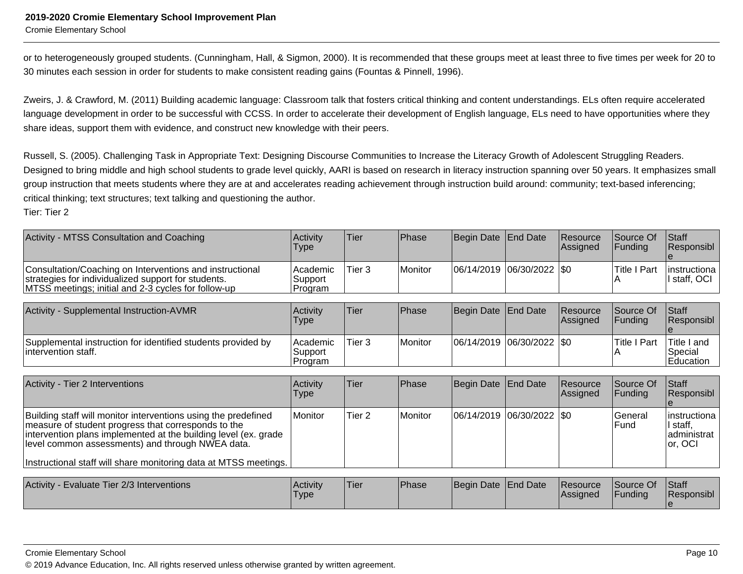or to heterogeneously grouped students. (Cunningham, Hall, & Sigmon, 2000). It is recommended that these groups meet at least three to five times per week for 20 to 30 minutes each session in order for students to make consistent reading gains (Fountas & Pinnell, 1996).

Zweirs, J. & Crawford, M. (2011) Building academic language: Classroom talk that fosters critical thinking and content understandings. ELs often require accelerated language development in order to be successful with CCSS. In order to accelerate their development of English language, ELs need to have opportunities where they share ideas, support them with evidence, and construct new knowledge with their peers.

Russell, S. (2005). Challenging Task in Appropriate Text: Designing Discourse Communities to Increase the Literacy Growth of Adolescent Struggling Readers. Designed to bring middle and high school students to grade level quickly, AARI is based on research in literacy instruction spanning over 50 years. It emphasizes small group instruction that meets students where they are at and accelerates reading achievement through instruction build around: community; text-based inferencing; critical thinking; text structures; text talking and questioning the author.
Tier: Tier 2

| Activity - MTSS Consultation and Coaching | Activity Type | Tier | Phase | Begin Date | End Date | Resource Assigned | Source Of Funding | Staff Responsible |
|---|---|---|---|---|---|---|---|---|
| Consultation/Coaching on Interventions and instructional strategies for individualized support for students.<br>MTSS meetings; initial and 2-3 cycles for follow-up | Academic Support Program | Tier 3 | Monitor | 06/14/2019 | 06/30/2022 | $0 | Title I Part A | instructional staff, OCI |

| Activity - Supplemental Instruction-AVMR | Activity Type | Tier | Phase | Begin Date | End Date | Resource Assigned | Source Of Funding | Staff Responsible |
|---|---|---|---|---|---|---|---|---|
| Supplemental instruction for identified students provided by intervention staff. | Academic Support Program | Tier 3 | Monitor | 06/14/2019 | 06/30/2022 | $0 | Title I Part A | Title I and Special Education |

| Activity - Tier 2 Interventions | Activity Type | Tier | Phase | Begin Date | End Date | Resource Assigned | Source Of Funding | Staff Responsible |
|---|---|---|---|---|---|---|---|---|
| Building staff will monitor interventions using the predefined measure of student progress that corresponds to the intervention plans implemented at the building level (ex. grade level common assessments) and through NWEA data.<br><br>Instructional staff will share monitoring data at MTSS meetings. | Monitor | Tier 2 | Monitor | 06/14/2019 | 06/30/2022 | $0 | General Fund | instructional staff, administrator, OCI |

| Activity - Evaluate Tier 2/3 Interventions | Activity Type | Tier | Phase | Begin Date | End Date | Resource Assigned | Source Of Funding | Staff Responsible |
|---|---|---|---|---|---|---|---|---|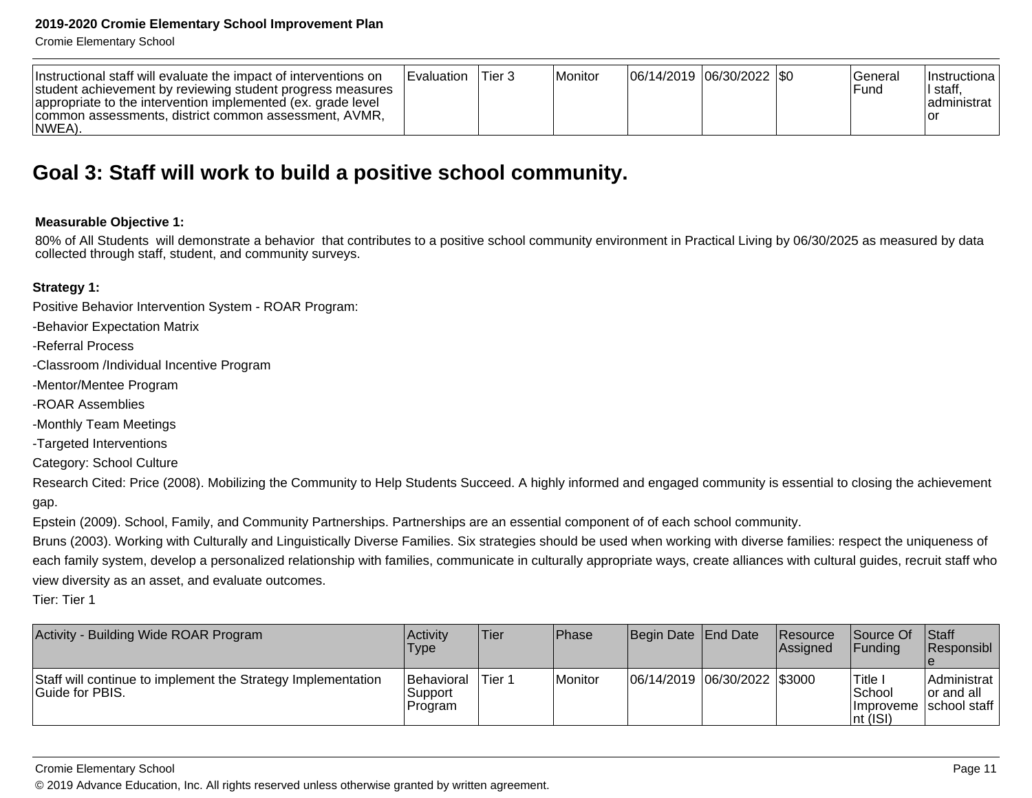| Instructional staff will evaluate the impact of interventions on student achievement by reviewing student progress measures appropriate to the intervention implemented (ex. grade level common assessments, district common assessment, AVMR, NWEA). | Evaluation | Tier 3 | Monitor | 06/14/2019 | 06/30/2022 | $0 | General Fund | Instructional staff, administrator |
|---|---|---|---|---|---|---|---|---|

## Goal 3: Staff will work to build a positive school community.

**Measurable Objective 1:**

80% of All Students will demonstrate a behavior that contributes to a positive school community environment in Practical Living by 06/30/2025 as measured by data collected through staff, student, and community surveys.

**Strategy 1:**

Positive Behavior Intervention System - ROAR Program:

-Behavior Expectation Matrix

-Referral Process

-Classroom /Individual Incentive Program

-Mentor/Mentee Program

-ROAR Assemblies

-Monthly Team Meetings

-Targeted Interventions

Category: School Culture

Research Cited: Price (2008). Mobilizing the Community to Help Students Succeed. A highly informed and engaged community is essential to closing the achievement gap.

Epstein (2009). School, Family, and Community Partnerships. Partnerships are an essential component of of each school community.

Bruns (2003). Working with Culturally and Linguistically Diverse Families. Six strategies should be used when working with diverse families: respect the uniqueness of each family system, develop a personalized relationship with families, communicate in culturally appropriate ways, create alliances with cultural guides, recruit staff who view diversity as an asset, and evaluate outcomes.

Tier: Tier 1

| Activity - Building Wide ROAR Program | Activity Type | Tier | Phase | Begin Date | End Date | Resource Assigned | Source Of Funding | Staff Responsible |
|---|---|---|---|---|---|---|---|---|
| Staff will continue to implement the Strategy Implementation Guide for PBIS. | Behavioral Support Program | Tier 1 | Monitor | 06/14/2019 | 06/30/2022 | $3000 | Title I School Improvement (ISI) | Administrator and all school staff |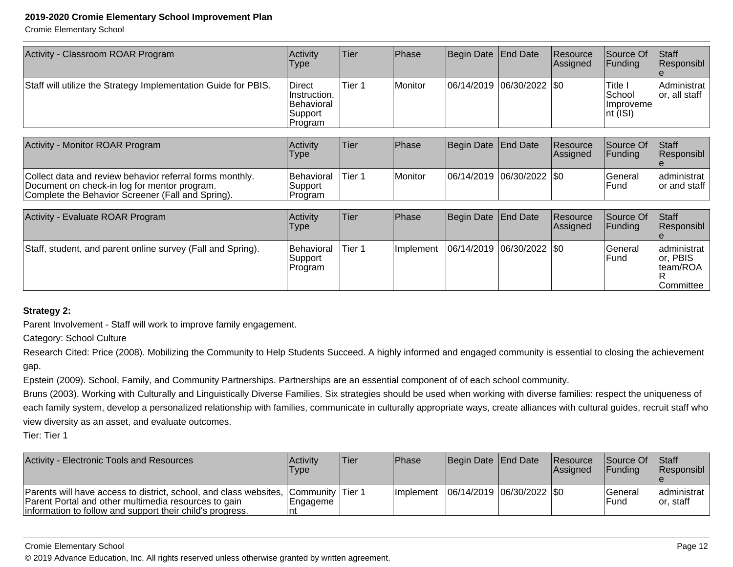| Activity - Classroom ROAR Program | Activity Type | Tier | Phase | Begin Date | End Date | Resource Assigned | Source Of Funding | Staff Responsible |
|---|---|---|---|---|---|---|---|---|
| Staff will utilize the Strategy Implementation Guide for PBIS. | Direct Instruction, Behavioral Support Program | Tier 1 | Monitor | 06/14/2019 | 06/30/2022 | $0 | Title I School Improvement (ISI) | Administrator, all staff |

| Activity - Monitor ROAR Program | Activity Type | Tier | Phase | Begin Date | End Date | Resource Assigned | Source Of Funding | Staff Responsible |
|---|---|---|---|---|---|---|---|---|
| Collect data and review behavior referral forms monthly. Document on check-in log for mentor program. Complete the Behavior Screener (Fall and Spring). | Behavioral Support Program | Tier 1 | Monitor | 06/14/2019 | 06/30/2022 | $0 | General Fund | administrator and staff |

| Activity - Evaluate ROAR Program | Activity Type | Tier | Phase | Begin Date | End Date | Resource Assigned | Source Of Funding | Staff Responsible |
|---|---|---|---|---|---|---|---|---|
| Staff, student, and parent online survey (Fall and Spring). | Behavioral Support Program | Tier 1 | Implement | 06/14/2019 | 06/30/2022 | $0 | General Fund | administrator, PBIS team/ROAR Committee |

**Strategy 2:**

Parent Involvement - Staff will work to improve family engagement.

Category: School Culture

Research Cited: Price (2008). Mobilizing the Community to Help Students Succeed. A highly informed and engaged community is essential to closing the achievement gap.

Epstein (2009). School, Family, and Community Partnerships. Partnerships are an essential component of of each school community.

Bruns (2003). Working with Culturally and Linguistically Diverse Families. Six strategies should be used when working with diverse families: respect the uniqueness of each family system, develop a personalized relationship with families, communicate in culturally appropriate ways, create alliances with cultural guides, recruit staff who view diversity as an asset, and evaluate outcomes.

Tier: Tier 1

| Activity - Electronic Tools and Resources | Activity Type | Tier | Phase | Begin Date | End Date | Resource Assigned | Source Of Funding | Staff Responsible |
|---|---|---|---|---|---|---|---|---|
| Parents will have access to district, school, and class websites, Parent Portal and other multimedia resources to gain information to follow and support their child's progress. | Community Engagement | Tier 1 | Implement | 06/14/2019 | 06/30/2022 | $0 | General Fund | administrator, staff |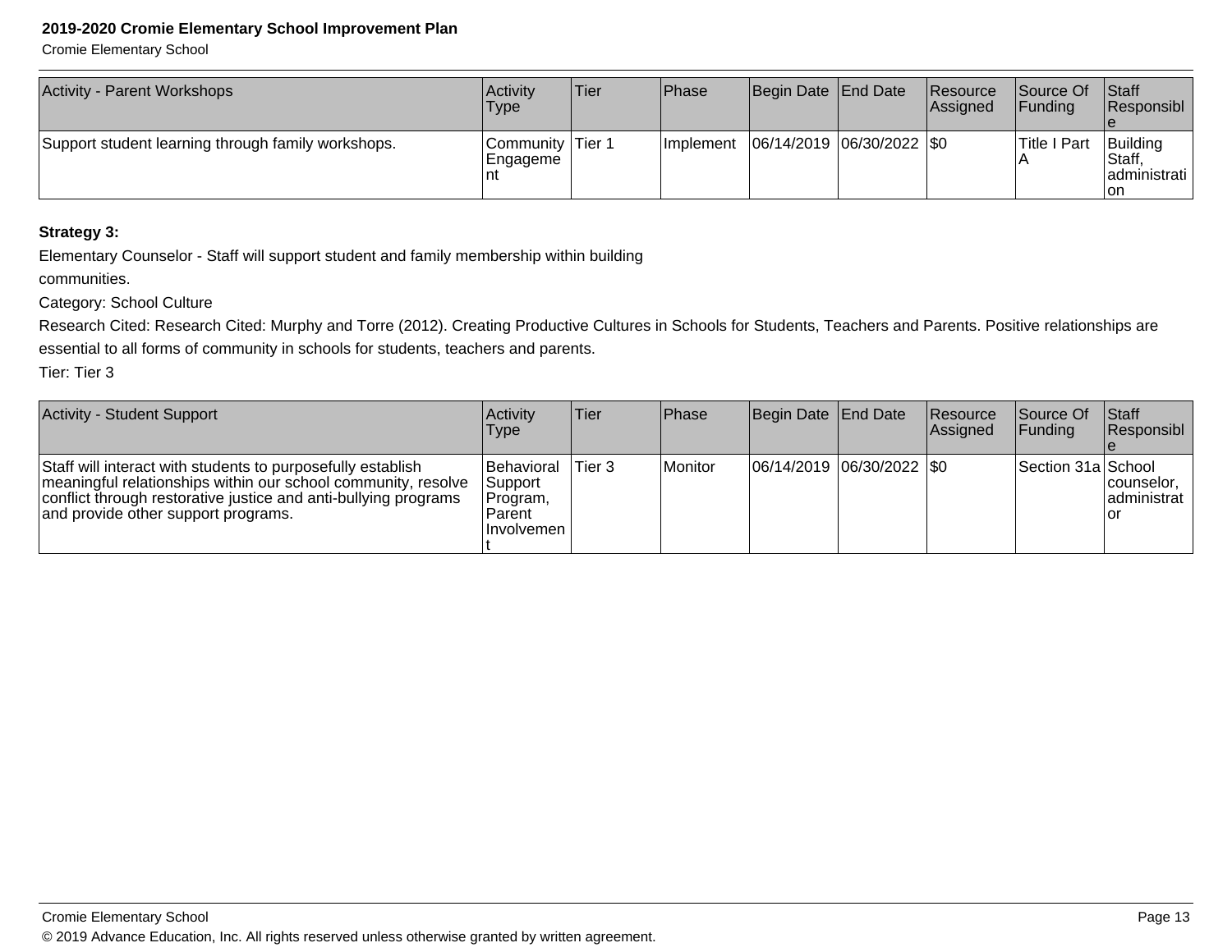| Activity - Parent Workshops | Activity Type | Tier | Phase | Begin Date | End Date | Resource Assigned | Source Of Funding | Staff Responsible |
|---|---|---|---|---|---|---|---|---|
| Support student learning through family workshops. | Community Engagement | Tier 1 | Implement | 06/14/2019 | 06/30/2022 | $0 | Title I Part A | Building Staff, administration |

**Strategy 3:**

Elementary Counselor - Staff will support student and family membership within building communities.

Category: School Culture

Research Cited: Research Cited: Murphy and Torre (2012). Creating Productive Cultures in Schools for Students, Teachers and Parents. Positive relationships are essential to all forms of community in schools for students, teachers and parents.

Tier: Tier 3

| Activity - Student Support | Activity Type | Tier | Phase | Begin Date | End Date | Resource Assigned | Source Of Funding | Staff Responsible |
|---|---|---|---|---|---|---|---|---|
| Staff will interact with students to purposefully establish meaningful relationships within our school community, resolve conflict through restorative justice and anti-bullying programs and provide other support programs. | Behavioral Support Program, Parent Involvement | Tier 3 | Monitor | 06/14/2019 | 06/30/2022 | $0 | Section 31a | School counselor, administrator |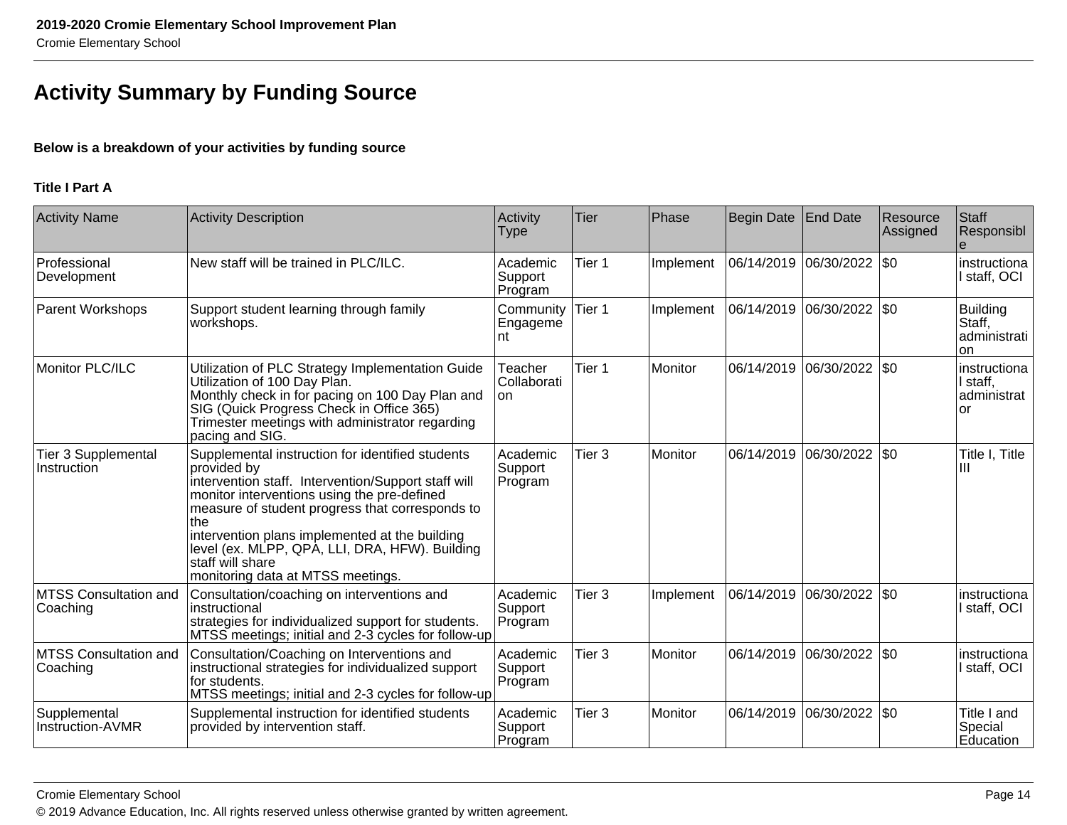## Activity Summary by Funding Source

**Below is a breakdown of your activities by funding source**

**Title I Part A**

| Activity Name | Activity Description | Activity Type | Tier | Phase | Begin Date | End Date | Resource Assigned | Staff Responsible |
|---|---|---|---|---|---|---|---|---|
| Professional Development | New staff will be trained in PLC/ILC. | Academic Support Program | Tier 1 | Implement | 06/14/2019 | 06/30/2022 | $0 | instructional staff, OCI |
| Parent Workshops | Support student learning through family workshops. | Community Engagement | Tier 1 | Implement | 06/14/2019 | 06/30/2022 | $0 | Building Staff, administration |
| Monitor PLC/ILC | Utilization of PLC Strategy Implementation Guide Utilization of 100 Day Plan. Monthly check in for pacing on 100 Day Plan and SIG (Quick Progress Check in Office 365) Trimester meetings with administrator regarding pacing and SIG. | Teacher Collaboration | Tier 1 | Monitor | 06/14/2019 | 06/30/2022 | $0 | instructional staff, administrator |
| Tier 3 Supplemental Instruction | Supplemental instruction for identified students provided by intervention staff. Intervention/Support staff will monitor interventions using the pre-defined measure of student progress that corresponds to the intervention plans implemented at the building level (ex. MLPP, QPA, LLI, DRA, HFW). Building staff will share monitoring data at MTSS meetings. | Academic Support Program | Tier 3 | Monitor | 06/14/2019 | 06/30/2022 | $0 | Title I, Title III |
| MTSS Consultation and Coaching | Consultation/coaching on interventions and instructional strategies for individualized support for students. MTSS meetings; initial and 2-3 cycles for follow-up | Academic Support Program | Tier 3 | Implement | 06/14/2019 | 06/30/2022 | $0 | instructional staff, OCI |
| MTSS Consultation and Coaching | Consultation/Coaching on Interventions and instructional strategies for individualized support for students. MTSS meetings; initial and 2-3 cycles for follow-up | Academic Support Program | Tier 3 | Monitor | 06/14/2019 | 06/30/2022 | $0 | instructional staff, OCI |
| Supplemental Instruction-AVMR | Supplemental instruction for identified students provided by intervention staff. | Academic Support Program | Tier 3 | Monitor | 06/14/2019 | 06/30/2022 | $0 | Title I and Special Education |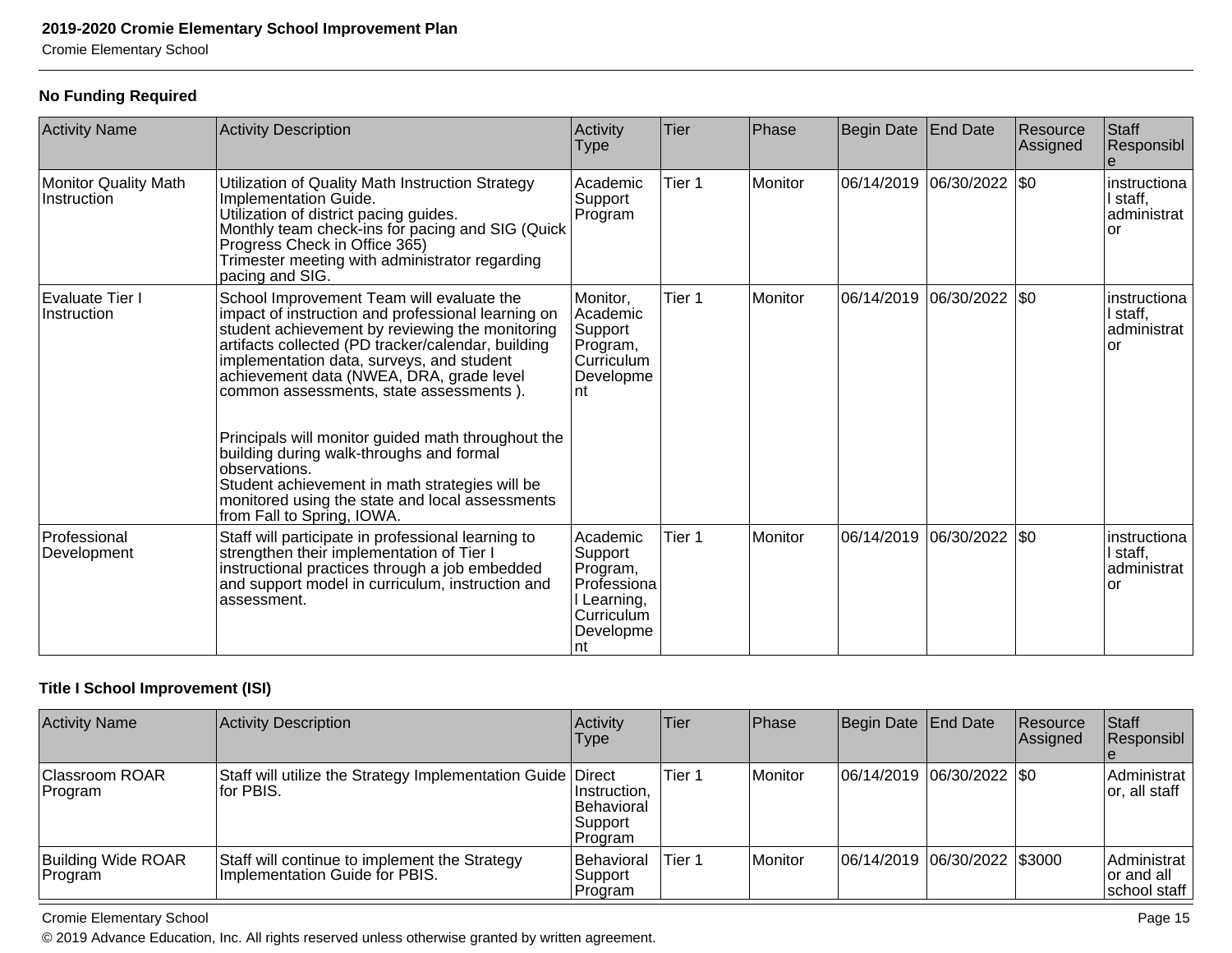### No Funding Required

| Activity Name | Activity Description | Activity Type | Tier | Phase | Begin Date | End Date | Resource Assigned | Staff Responsible |
|---|---|---|---|---|---|---|---|---|
| Monitor Quality Math Instruction | Utilization of Quality Math Instruction Strategy Implementation Guide.<br>Utilization of district pacing guides.<br>Monthly team check-ins for pacing and SIG (Quick Progress Check in Office 365)<br>Trimester meeting with administrator regarding pacing and SIG. | Academic Support Program | Tier 1 | Monitor | 06/14/2019 | 06/30/2022 | $0 | instructional staff, administrator |
| Evaluate Tier I Instruction | School Improvement Team will evaluate the impact of instruction and professional learning on student achievement by reviewing the monitoring artifacts collected (PD tracker/calendar, building implementation data, surveys, and student achievement data (NWEA, DRA, grade level common assessments, state assessments ).<br><br>Principals will monitor guided math throughout the building during walk-throughs and formal observations.<br>Student achievement in math strategies will be monitored using the state and local assessments from Fall to Spring, IOWA. | Monitor, Academic Support Program, Curriculum Development | Tier 1 | Monitor | 06/14/2019 | 06/30/2022 | $0 | instructional staff, administrator |
| Professional Development | Staff will participate in professional learning to strengthen their implementation of Tier I instructional practices through a job embedded and support model in curriculum, instruction and assessment. | Academic Support Program, Professional Learning, Curriculum Development | Tier 1 | Monitor | 06/14/2019 | 06/30/2022 | $0 | instructional staff, administrator |

### Title I School Improvement (ISI)

| Activity Name | Activity Description | Activity Type | Tier | Phase | Begin Date | End Date | Resource Assigned | Staff Responsible |
|---|---|---|---|---|---|---|---|---|
| Classroom ROAR Program | Staff will utilize the Strategy Implementation Guide for PBIS. | Direct Instruction, Behavioral Support Program | Tier 1 | Monitor | 06/14/2019 | 06/30/2022 | $0 | Administrator, all staff |
| Building Wide ROAR Program | Staff will continue to implement the Strategy Implementation Guide for PBIS. | Behavioral Support Program | Tier 1 | Monitor | 06/14/2019 | 06/30/2022 | $3000 | Administrator and all school staff |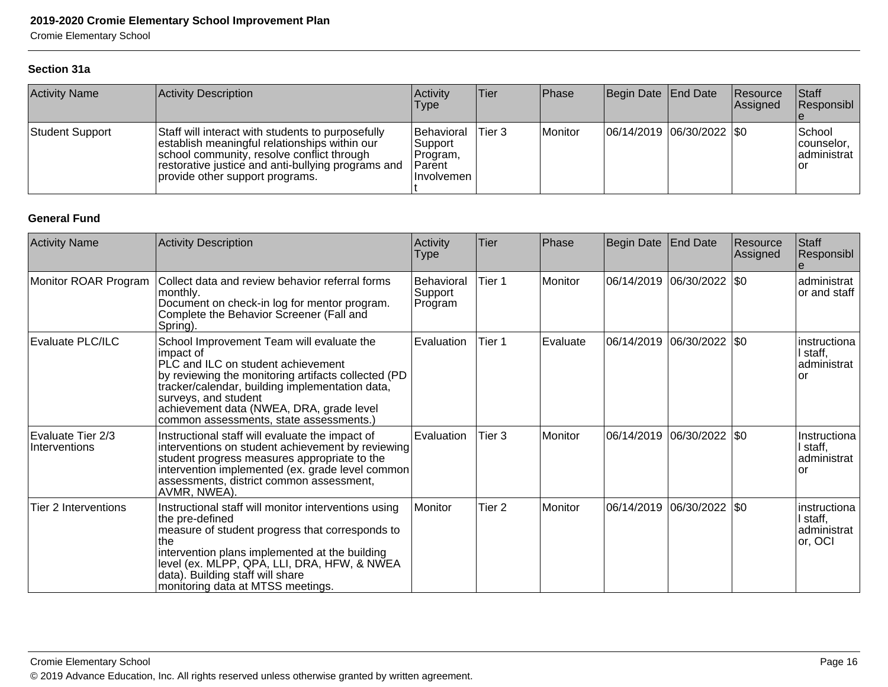### Section 31a

| Activity Name | Activity Description | Activity Type | Tier | Phase | Begin Date | End Date | Resource Assigned | Staff Responsible |
|---|---|---|---|---|---|---|---|---|
| Student Support | Staff will interact with students to purposefully establish meaningful relationships within our school community, resolve conflict through restorative justice and anti-bullying programs and provide other support programs. | Behavioral Support Program, Parent Involvement | Tier 3 | Monitor | 06/14/2019 | 06/30/2022 | $0 | School counselor, administrator |

### General Fund

| Activity Name | Activity Description | Activity Type | Tier | Phase | Begin Date | End Date | Resource Assigned | Staff Responsible |
|---|---|---|---|---|---|---|---|---|
| Monitor ROAR Program | Collect data and review behavior referral forms monthly. Document on check-in log for mentor program. Complete the Behavior Screener (Fall and Spring). | Behavioral Support Program | Tier 1 | Monitor | 06/14/2019 | 06/30/2022 | $0 | administrator and staff |
| Evaluate PLC/ILC | School Improvement Team will evaluate the impact of PLC and ILC on student achievement by reviewing the monitoring artifacts collected (PD tracker/calendar, building implementation data, surveys, and student achievement data (NWEA, DRA, grade level common assessments, state assessments.) | Evaluation | Tier 1 | Evaluate | 06/14/2019 | 06/30/2022 | $0 | instructional staff, administrator |
| Evaluate Tier 2/3 Interventions | Instructional staff will evaluate the impact of interventions on student achievement by reviewing student progress measures appropriate to the intervention implemented (ex. grade level common assessments, district common assessment, AVMR, NWEA). | Evaluation | Tier 3 | Monitor | 06/14/2019 | 06/30/2022 | $0 | Instructional staff, administrator |
| Tier 2 Interventions | Instructional staff will monitor interventions using the pre-defined measure of student progress that corresponds to the intervention plans implemented at the building level (ex. MLPP, QPA, LLI, DRA, HFW, & NWEA data). Building staff will share monitoring data at MTSS meetings. | Monitor | Tier 2 | Monitor | 06/14/2019 | 06/30/2022 | $0 | instructional staff, administrator, OCI |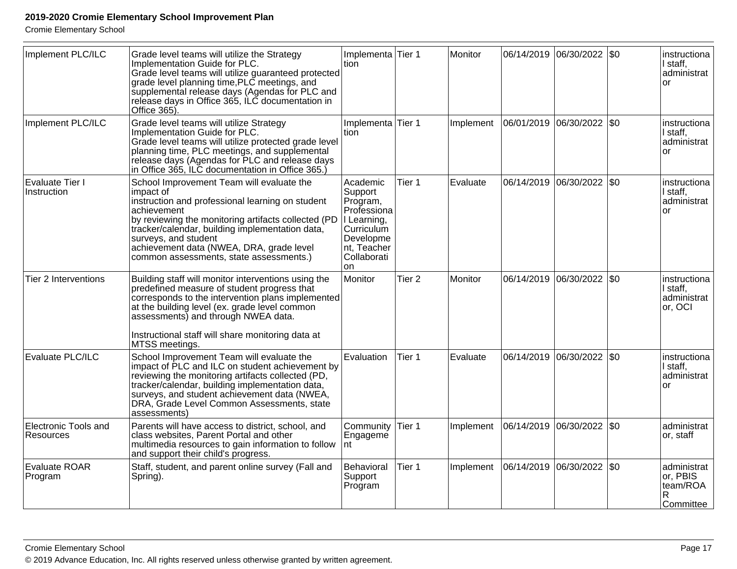| | | | | | | | | |
|---|---|---|---|---|---|---|---|---|
| Implement PLC/ILC | Grade level teams will utilize the Strategy Implementation Guide for PLC.<br>Grade level teams will utilize guaranteed protected grade level planning time,PLC meetings, and supplemental release days (Agendas for PLC and release days in Office 365, ILC documentation in Office 365). | Implementation | Tier 1 | Monitor | 06/14/2019 | 06/30/2022 | $0 | instructional staff, administrator |
| Implement PLC/ILC | Grade level teams will utilize Strategy Implementation Guide for PLC.<br>Grade level teams will utilize protected grade level planning time, PLC meetings, and supplemental release days (Agendas for PLC and release days in Office 365, ILC documentation in Office 365.) | Implementation | Tier 1 | Implement | 06/01/2019 | 06/30/2022 | $0 | instructional staff, administrator |
| Evaluate Tier I Instruction | School Improvement Team will evaluate the impact of<br>instruction and professional learning on student achievement<br>by reviewing the monitoring artifacts collected (PD tracker/calendar, building implementation data, surveys, and student<br>achievement data (NWEA, DRA, grade level common assessments, state assessments.) | Academic Support Program, Professional Learning, Curriculum Development, Teacher Collaboration | Tier 1 | Evaluate | 06/14/2019 | 06/30/2022 | $0 | instructional staff, administrator |
| Tier 2 Interventions | Building staff will monitor interventions using the predefined measure of student progress that corresponds to the intervention plans implemented at the building level (ex. grade level common assessments) and through NWEA data.<br><br>Instructional staff will share monitoring data at MTSS meetings. | Monitor | Tier 2 | Monitor | 06/14/2019 | 06/30/2022 | $0 | instructional staff, administrator, OCI |
| Evaluate PLC/ILC | School Improvement Team will evaluate the impact of PLC and ILC on student achievement by reviewing the monitoring artifacts collected (PD, tracker/calendar, building implementation data, surveys, and student achievement data (NWEA, DRA, Grade Level Common Assessments, state assessments) | Evaluation | Tier 1 | Evaluate | 06/14/2019 | 06/30/2022 | $0 | instructional staff, administrator |
| Electronic Tools and Resources | Parents will have access to district, school, and class websites, Parent Portal and other multimedia resources to gain information to follow and support their child's progress. | Community Engagement | Tier 1 | Implement | 06/14/2019 | 06/30/2022 | $0 | administrator, staff |
| Evaluate ROAR Program | Staff, student, and parent online survey (Fall and Spring). | Behavioral Support Program | Tier 1 | Implement | 06/14/2019 | 06/30/2022 | $0 | administrator, PBIS team/ROAR Committee |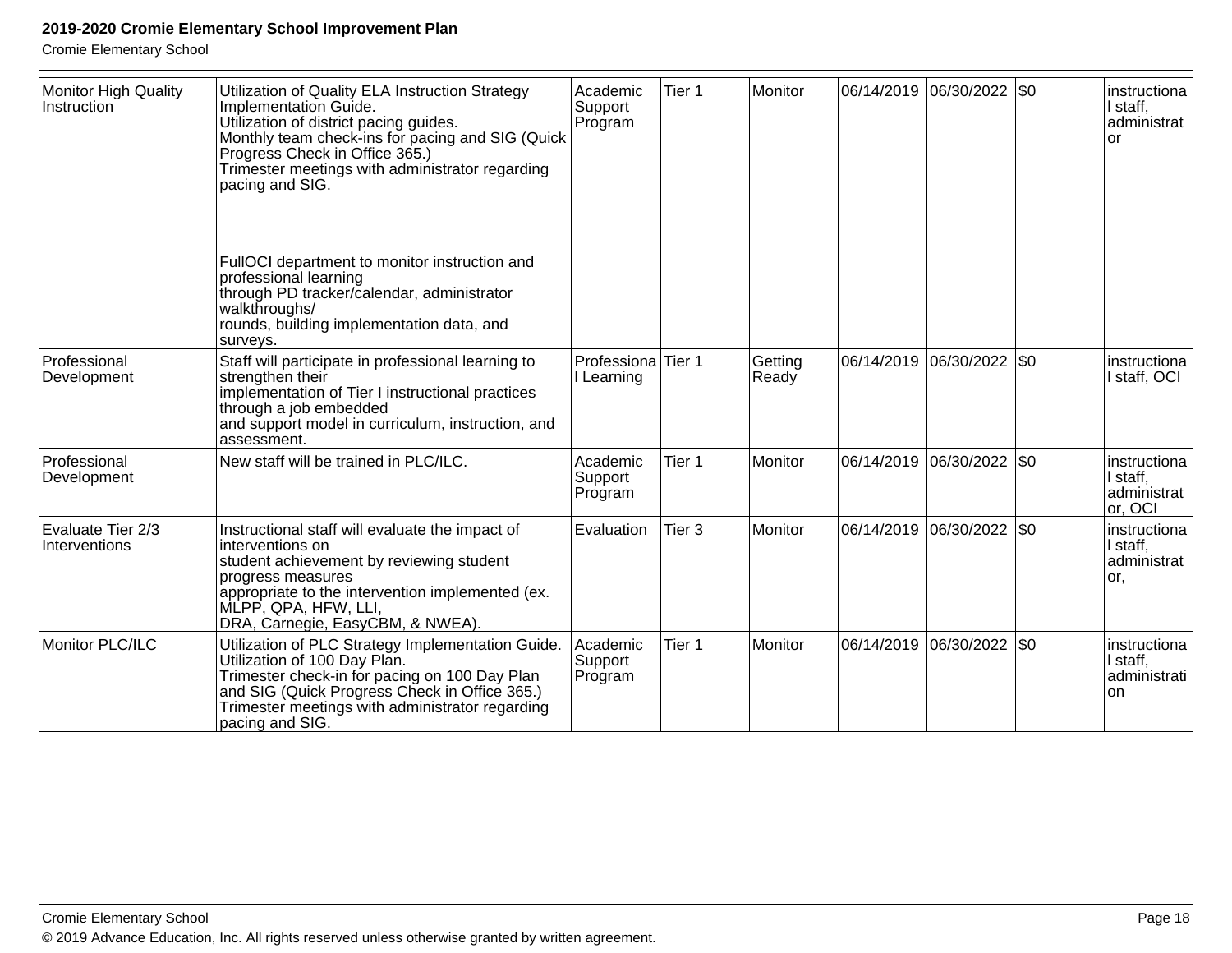| | | | | | | | | |
|---|---|---|---|---|---|---|---|---|
| Monitor High Quality Instruction | Utilization of Quality ELA Instruction Strategy Implementation Guide.<br>Utilization of district pacing guides.<br>Monthly team check-ins for pacing and SIG (Quick Progress Check in Office 365.)<br>Trimester meetings with administrator regarding pacing and SIG.<br><br>FullOCI department to monitor instruction and professional learning through PD tracker/calendar, administrator walkthroughs/ rounds, building implementation data, and surveys. | Academic Support Program | Tier 1 | Monitor | 06/14/2019 | 06/30/2022 | $0 | instructional staff, administrator |
| Professional Development | Staff will participate in professional learning to strengthen their implementation of Tier I instructional practices through a job embedded and support model in curriculum, instruction, and assessment. | Professional Learning | Tier 1 | Getting Ready | 06/14/2019 | 06/30/2022 | $0 | instructional staff, OCI |
| Professional Development | New staff will be trained in PLC/ILC. | Academic Support Program | Tier 1 | Monitor | 06/14/2019 | 06/30/2022 | $0 | instructional staff, administrator, OCI |
| Evaluate Tier 2/3 Interventions | Instructional staff will evaluate the impact of interventions on student achievement by reviewing student progress measures appropriate to the intervention implemented (ex. MLPP, QPA, HFW, LLI, DRA, Carnegie, EasyCBM, & NWEA). | Evaluation | Tier 3 | Monitor | 06/14/2019 | 06/30/2022 | $0 | instructional staff, administrator, |
| Monitor PLC/ILC | Utilization of PLC Strategy Implementation Guide.<br>Utilization of 100 Day Plan.<br>Trimester check-in for pacing on 100 Day Plan and SIG (Quick Progress Check in Office 365.)<br>Trimester meetings with administrator regarding pacing and SIG. | Academic Support Program | Tier 1 | Monitor | 06/14/2019 | 06/30/2022 | $0 | instructional staff, administration |